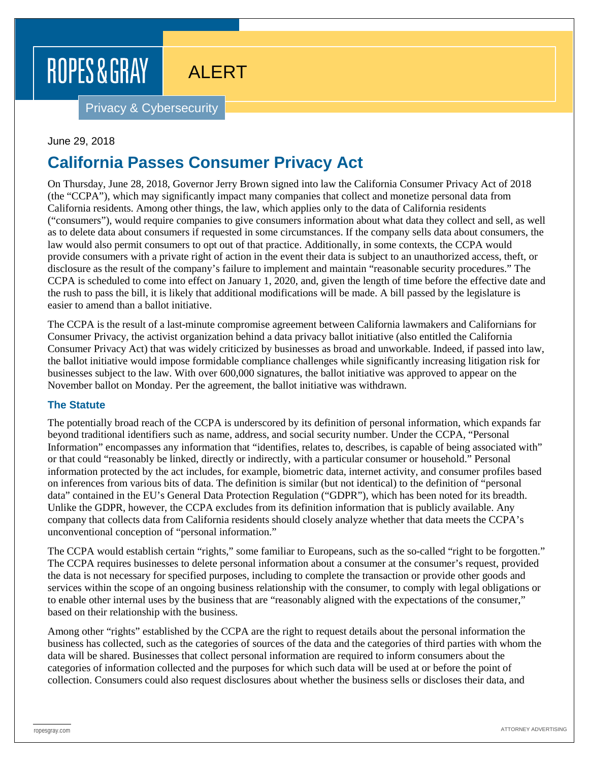ROPES & GRAY

ALERT

Privacy & Cybersecurity

June 29, 2018

# California Passes Consumer Privacy Act

On Thursday, June 28, 2018, Governor Jerry Brown signed into law the California Consumer Privacy Act of 2018 (the "CCPA"), which may significantly impact many companies that collect and monetize personal data from California residents. Among other things, the law, which applies only to the data of California residents ("consumers"), would require companies to give consumers information about what data they collect and sell, as well as to delete data about consumers if requested in some circumstances. If the company sells data about consumers, the law would also permit consumers to opt out of that practice. Additionally, in some contexts, the CCPA would provide consumers with a private right of action in the event their data is subject to an unauthorized access, theft, or disclosure as the result of the company's failure to implement and maintain "reasonable security procedures." The CCPA is scheduled to come into effect on January 1, 2020, and, given the length of time before the effective date and the rush to pass the bill, it is likely that additional modifications will be made. A bill passed by the legislature is easier to amend than a ballot initiative.

The CCPA is the result of a last-minute compromise agreement between California lawmakers and Californians for Consumer Privacy, the activist organization behind a data privacy ballot initiative (also entitled the California Consumer Privacy Act) that was widely criticized by businesses as broad and unworkable. Indeed, if passed into law, the ballot initiative would impose formidable compliance challenges while significantly increasing litigation risk for businesses subject to the law. With over 600,000 signatures, the ballot initiative was approved to appear on the November ballot on Monday. Per the agreement, the ballot initiative was withdrawn.

### The Statute

The potentially broad reach of the CCPA is underscored by its definition of personal information, which expands far beyond traditional identifiers such as name, address, and social security number. Under the CCPA, "Personal Information" encompasses any information that "identifies, relates to, describes, is capable of being associated with" or that could "reasonably be linked, directly or indirectly, with a particular consumer or household." Personal information protected by the act includes, for example, biometric data, internet activity, and consumer profiles based on inferences from various bits of data. The definition is similar (but not identical) to the definition of "personal data" contained in the EU's General Data Protection Regulation ("GDPR"), which has been noted for its breadth. Unlike the GDPR, however, the CCPA excludes from its definition information that is publicly available. Any company that collects data from California residents should closely analyze whether that data meets the CCPA's unconventional conception of "personal information."

The CCPA would establish certain "rights," some familiar to Europeans, such as the so-called "right to be forgotten." The CCPA requires businesses to delete personal information about a consumer at the consumer's request, provided the data is not necessary for specified purposes, including to complete the transaction or provide other goods and services within the scope of an ongoing business relationship with the consumer, to comply with legal obligations or to enable other internal uses by the business that are "reasonably aligned with the expectations of the consumer," based on their relationship with the business.

Among other "rights" established by the CCPA are the right to request details about the personal information the business has collected, such as the categories of sources of the data and the categories of third parties with whom the data will be shared. Businesses that collect personal information are required to inform consumers about the categories of information collected and the purposes for which such data will be used at or before the point of collection. Consumers could also request disclosures about whether the business sells or discloses their data, and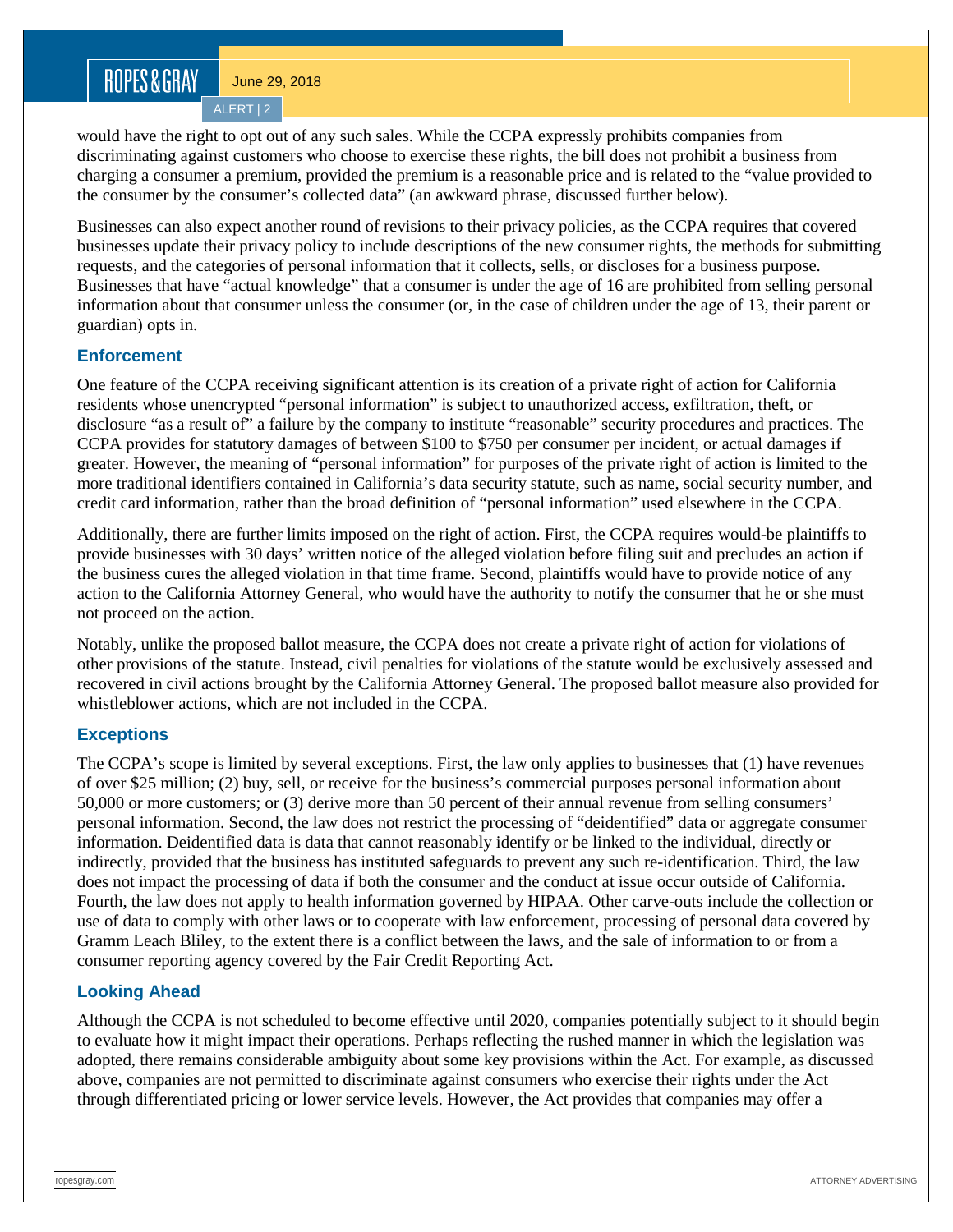would have the right to opt out of any such sales. While the CCPA expressly prohibits companies from discriminating against customers who choose to exercise these rights, the bill does not prohibit a business from charging a consumer a premium, provided the premium is a reasonable price and is related to the "value provided to the consumer by the consumer's collected data" (an awkward phrase, discussed further below).

Businesses can also expect another round of revisions to their privacy policies, as the CCPA requires that covered businesses update their privacy policy to include descriptions of the new consumer rights, the methods for submitting requests, and the categories of personal information that it collects, sells, or discloses for a business purpose. Businesses that have "actual knowledge" that a consumer is under the age of 16 are prohibited from selling personal information about that consumer unless the consumer (or, in the case of children under the age of 13, their parent or guardian) opts in.

### Enforcement

One feature of the CCPA receiving significant attention is its creation of a private right of action for California residents whose unencrypted "personal information" is subject to unauthorized access, exfiltration, theft, or disclosure "as a result of" a failure by the company to institute "reasonable" security procedures and practices. The CCPA provides for statutory damages of between $100 to $750 per consumer per incident, or actual damages if greater. However, the meaning of "personal information" for purposes of the private right of action is limited to the more traditional identifiers contained in California's data security statute, such as name, social security number, and credit card information, rather than the broad definition of "personal information" used elsewhere in the CCPA.

Additionally, there are further limits imposed on the right of action. First, the CCPA requires would-be plaintiffs to provide businesses with 30 days' written notice of the alleged violation before filing suit and precludes an action if the business cures the alleged violation in that time frame. Second, plaintiffs would have to provide notice of any action to the California Attorney General, who would have the authority to notify the consumer that he or she must not proceed on the action.

Notably, unlike the proposed ballot measure, the CCPA does not create a private right of action for violations of other provisions of the statute. Instead, civil penalties for violations of the statute would be exclusively assessed and recovered in civil actions brought by the California Attorney General. The proposed ballot measure also provided for whistleblower actions, which are not included in the CCPA.

### Exceptions

The CCPA's scope is limited by several exceptions. First, the law only applies to businesses that (1) have revenues of over $25 million; (2) buy, sell, or receive for the business's commercial purposes personal information about 50,000 or more customers; or (3) derive more than 50 percent of their annual revenue from selling consumers' personal information. Second, the law does not restrict the processing of "deidentified" data or aggregate consumer information. Deidentified data is data that cannot reasonably identify or be linked to the individual, directly or indirectly, provided that the business has instituted safeguards to prevent any such re-identification. Third, the law does not impact the processing of data if both the consumer and the conduct at issue occur outside of California. Fourth, the law does not apply to health information governed by HIPAA. Other carve-outs include the collection or use of data to comply with other laws or to cooperate with law enforcement, processing of personal data covered by Gramm Leach Bliley, to the extent there is a conflict between the laws, and the sale of information to or from a consumer reporting agency covered by the Fair Credit Reporting Act.

### Looking Ahead

Although the CCPA is not scheduled to become effective until 2020, companies potentially subject to it should begin to evaluate how it might impact their operations. Perhaps reflecting the rushed manner in which the legislation was adopted, there remains considerable ambiguity about some key provisions within the Act. For example, as discussed above, companies are not permitted to discriminate against consumers who exercise their rights under the Act through differentiated pricing or lower service levels. However, the Act provides that companies may offer a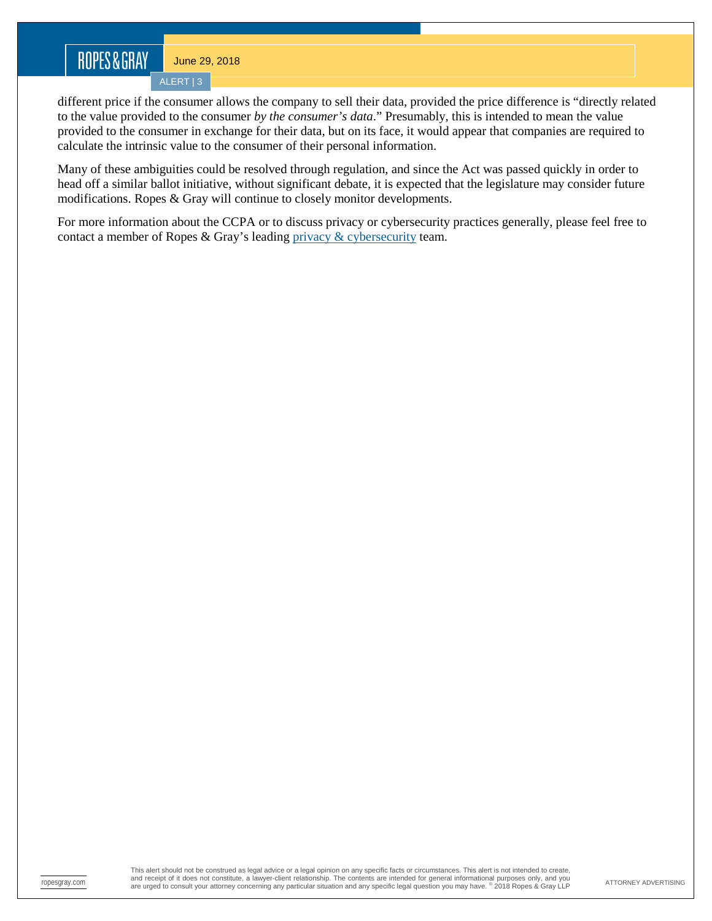different price if the consumer allows the company to sell their data, provided the price difference is "directly related to the value provided to the consumer *by the consumer's data*." Presumably, this is intended to mean the value provided to the consumer in exchange for their data, but on its face, it would appear that companies are required to calculate the intrinsic value to the consumer of their personal information.

Many of these ambiguities could be resolved through regulation, and since the Act was passed quickly in order to head off a similar ballot initiative, without significant debate, it is expected that the legislature may consider future modifications. Ropes & Gray will continue to closely monitor developments.

For more information about the CCPA or to discuss privacy or cybersecurity practices generally, please feel free to contact a member of Ropes & Gray's leading privacy & cybersecurity team.

This alert should not be construed as legal advice or a legal opinion on any specific facts or circumstances. This alert is not intended to create, and receipt of it does not constitute, a lawyer-client relationship. The contents are intended for general informational purposes only, and you are urged to consult your attorney concerning any particular situation and any specific legal question you may have. © 2018 Ropes & Gray LLP

ATTORNEY ADVERTISING